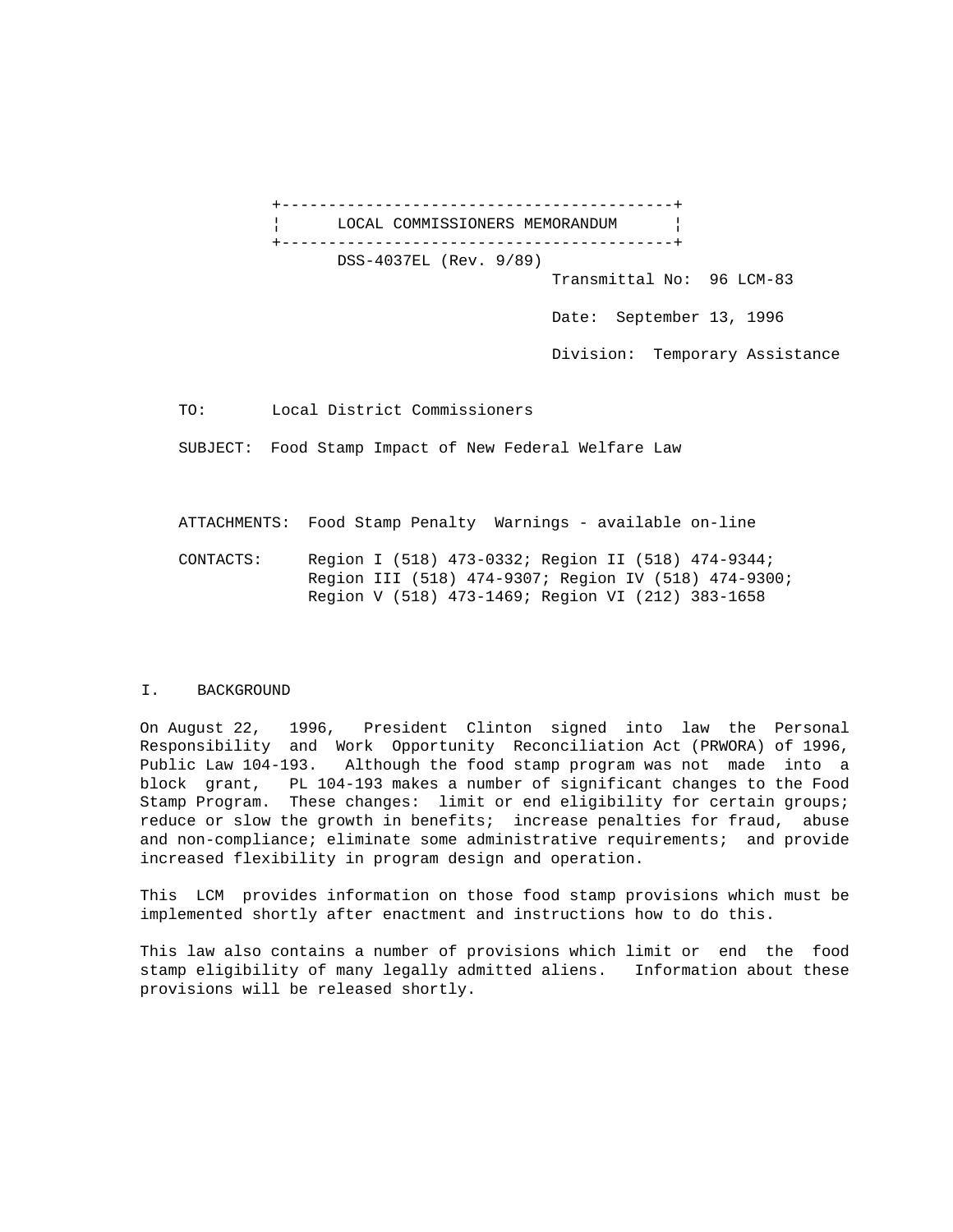# LOCAL COMMISSIONERS MEMORANDUM

DSS-4037EL (Rev. 9/89)

Transmittal No: 96 LCM-83

Date: September 13, 1996

Division: Temporary Assistance

TO: Local District Commissioners

SUBJECT: Food Stamp Impact of New Federal Welfare Law

ATTACHMENTS: Food Stamp Penalty Warnings - available on-line

CONTACTS: Region I (518) 473-0332; Region II (518) 474-9344; Region III (518) 474-9307; Region IV (518) 474-9300; Region V (518) 473-1469; Region VI (212) 383-1658

## I. BACKGROUND

On August 22, 1996, President Clinton signed into law the Personal Responsibility and Work Opportunity Reconciliation Act (PRWORA) of 1996, Public Law 104-193. Although the food stamp program was not made into a block grant, PL 104-193 makes a number of significant changes to the Food Stamp Program. These changes: limit or end eligibility for certain groups; reduce or slow the growth in benefits; increase penalties for fraud, abuse and non-compliance; eliminate some administrative requirements; and provide increased flexibility in program design and operation.

This LCM provides information on those food stamp provisions which must be implemented shortly after enactment and instructions how to do this.

This law also contains a number of provisions which limit or end the food stamp eligibility of many legally admitted aliens. Information about these provisions will be released shortly.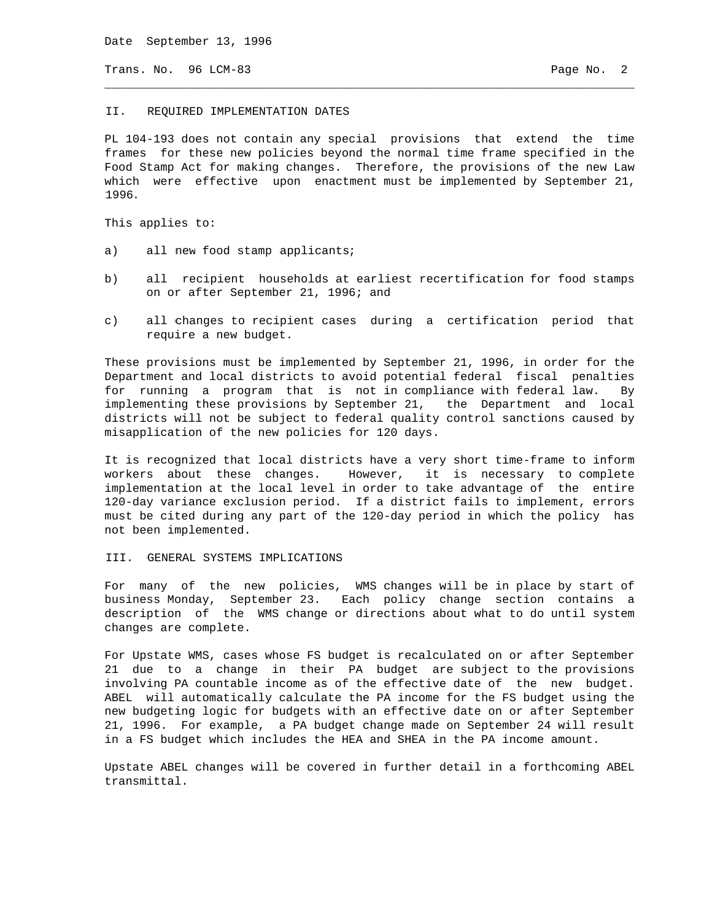## II. REQUIRED IMPLEMENTATION DATES

PL 104-193 does not contain any special provisions that extend the time frames for these new policies beyond the normal time frame specified in the Food Stamp Act for making changes. Therefore, the provisions of the new Law which were effective upon enactment must be implemented by September 21, 1996.

This applies to:

a) all new food stamp applicants;

b) all recipient households at earliest recertification for food stamps on or after September 21, 1996; and

c) all changes to recipient cases during a certification period that require a new budget.

These provisions must be implemented by September 21, 1996, in order for the Department and local districts to avoid potential federal fiscal penalties for running a program that is not in compliance with federal law. By implementing these provisions by September 21, the Department and local districts will not be subject to federal quality control sanctions caused by misapplication of the new policies for 120 days.

It is recognized that local districts have a very short time-frame to inform workers about these changes. However, it is necessary to complete implementation at the local level in order to take advantage of the entire 120-day variance exclusion period. If a district fails to implement, errors must be cited during any part of the 120-day period in which the policy has not been implemented.

## III. GENERAL SYSTEMS IMPLICATIONS

For many of the new policies, WMS changes will be in place by start of business Monday, September 23. Each policy change section contains a description of the WMS change or directions about what to do until system changes are complete.

For Upstate WMS, cases whose FS budget is recalculated on or after September 21 due to a change in their PA budget are subject to the provisions involving PA countable income as of the effective date of the new budget. ABEL will automatically calculate the PA income for the FS budget using the new budgeting logic for budgets with an effective date on or after September 21, 1996. For example, a PA budget change made on September 24 will result in a FS budget which includes the HEA and SHEA in the PA income amount.

Upstate ABEL changes will be covered in further detail in a forthcoming ABEL transmittal.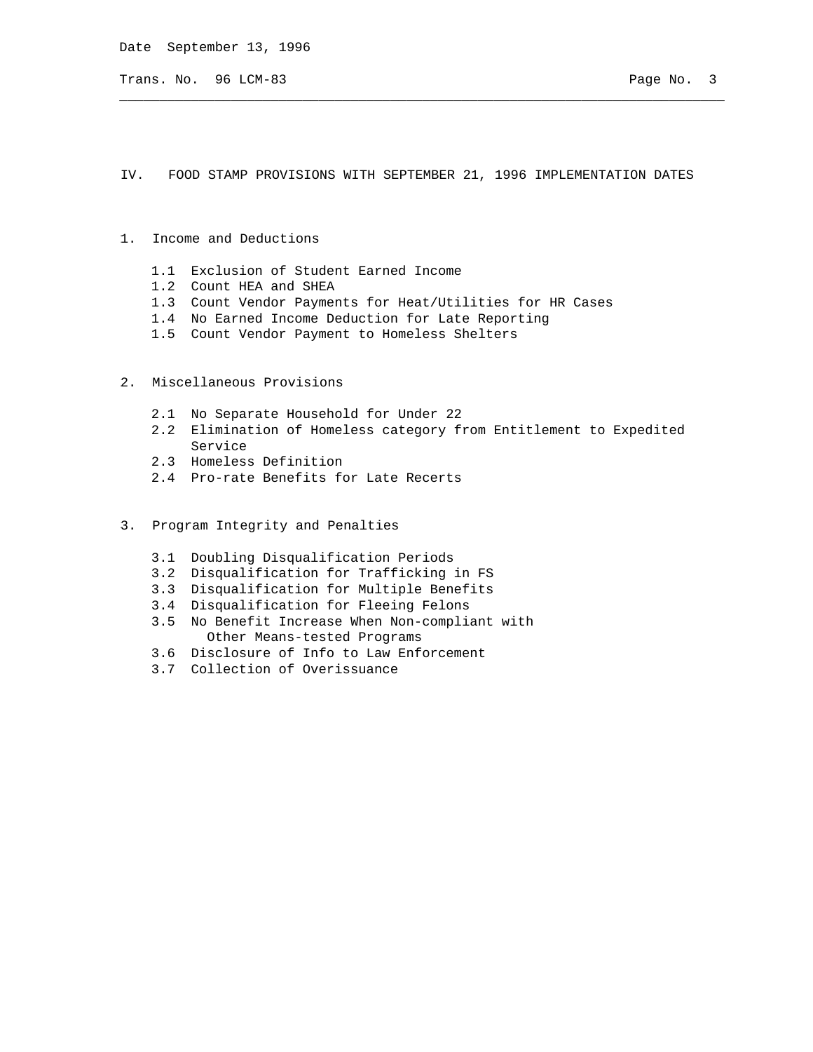## IV. FOOD STAMP PROVISIONS WITH SEPTEMBER 21, 1996 IMPLEMENTATION DATES

1. Income and Deductions

    1.1 Exclusion of Student Earned Income
    1.2 Count HEA and SHEA
    1.3 Count Vendor Payments for Heat/Utilities for HR Cases
    1.4 No Earned Income Deduction for Late Reporting
    1.5 Count Vendor Payment to Homeless Shelters

2. Miscellaneous Provisions

    2.1 No Separate Household for Under 22
    2.2 Elimination of Homeless category from Entitlement to Expedited Service
    2.3 Homeless Definition
    2.4 Pro-rate Benefits for Late Recerts

3. Program Integrity and Penalties

    3.1 Doubling Disqualification Periods
    3.2 Disqualification for Trafficking in FS
    3.3 Disqualification for Multiple Benefits
    3.4 Disqualification for Fleeing Felons
    3.5 No Benefit Increase When Non-compliant with Other Means-tested Programs
    3.6 Disclosure of Info to Law Enforcement
    3.7 Collection of Overissuance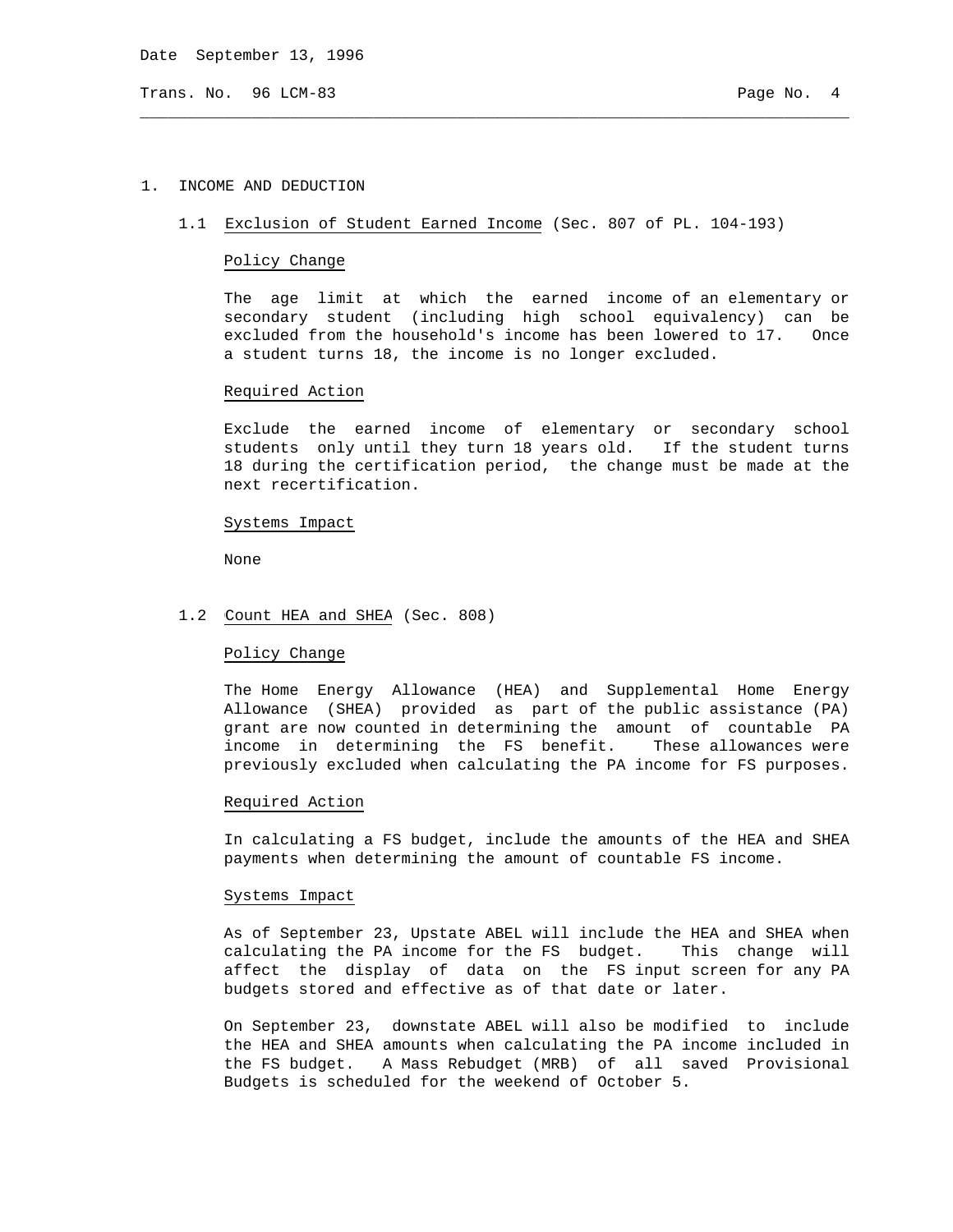## 1. INCOME AND DEDUCTION

### 1.1 Exclusion of Student Earned Income (Sec. 807 of PL. 104-193)

Policy Change

The age limit at which the earned income of an elementary or secondary student (including high school equivalency) can be excluded from the household's income has been lowered to 17. Once a student turns 18, the income is no longer excluded.

Required Action

Exclude the earned income of elementary or secondary school students only until they turn 18 years old. If the student turns 18 during the certification period, the change must be made at the next recertification.

Systems Impact

None

### 1.2 Count HEA and SHEA (Sec. 808)

Policy Change

The Home Energy Allowance (HEA) and Supplemental Home Energy Allowance (SHEA) provided as part of the public assistance (PA) grant are now counted in determining the amount of countable PA income in determining the FS benefit. These allowances were previously excluded when calculating the PA income for FS purposes.

Required Action

In calculating a FS budget, include the amounts of the HEA and SHEA payments when determining the amount of countable FS income.

Systems Impact

As of September 23, Upstate ABEL will include the HEA and SHEA when calculating the PA income for the FS budget. This change will affect the display of data on the FS input screen for any PA budgets stored and effective as of that date or later.

On September 23, downstate ABEL will also be modified to include the HEA and SHEA amounts when calculating the PA income included in the FS budget. A Mass Rebudget (MRB) of all saved Provisional Budgets is scheduled for the weekend of October 5.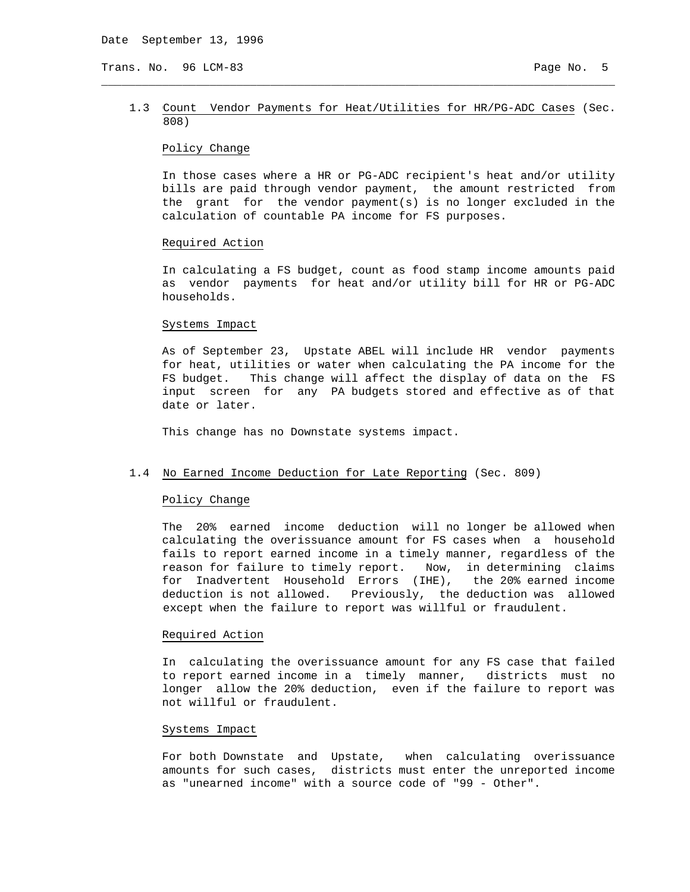1.3 Count Vendor Payments for Heat/Utilities for HR/PG-ADC Cases (Sec. 808)

Policy Change

In those cases where a HR or PG-ADC recipient's heat and/or utility bills are paid through vendor payment, the amount restricted from the grant for the vendor payment(s) is no longer excluded in the calculation of countable PA income for FS purposes.

Required Action

In calculating a FS budget, count as food stamp income amounts paid as vendor payments for heat and/or utility bill for HR or PG-ADC households.

Systems Impact

As of September 23, Upstate ABEL will include HR vendor payments for heat, utilities or water when calculating the PA income for the FS budget. This change will affect the display of data on the FS input screen for any PA budgets stored and effective as of that date or later.

This change has no Downstate systems impact.

1.4 No Earned Income Deduction for Late Reporting (Sec. 809)

Policy Change

The 20% earned income deduction will no longer be allowed when calculating the overissuance amount for FS cases when a household fails to report earned income in a timely manner, regardless of the reason for failure to timely report. Now, in determining claims for Inadvertent Household Errors (IHE), the 20% earned income deduction is not allowed. Previously, the deduction was allowed except when the failure to report was willful or fraudulent.

Required Action

In calculating the overissuance amount for any FS case that failed to report earned income in a timely manner, districts must no longer allow the 20% deduction, even if the failure to report was not willful or fraudulent.

Systems Impact

For both Downstate and Upstate, when calculating overissuance amounts for such cases, districts must enter the unreported income as "unearned income" with a source code of "99 - Other".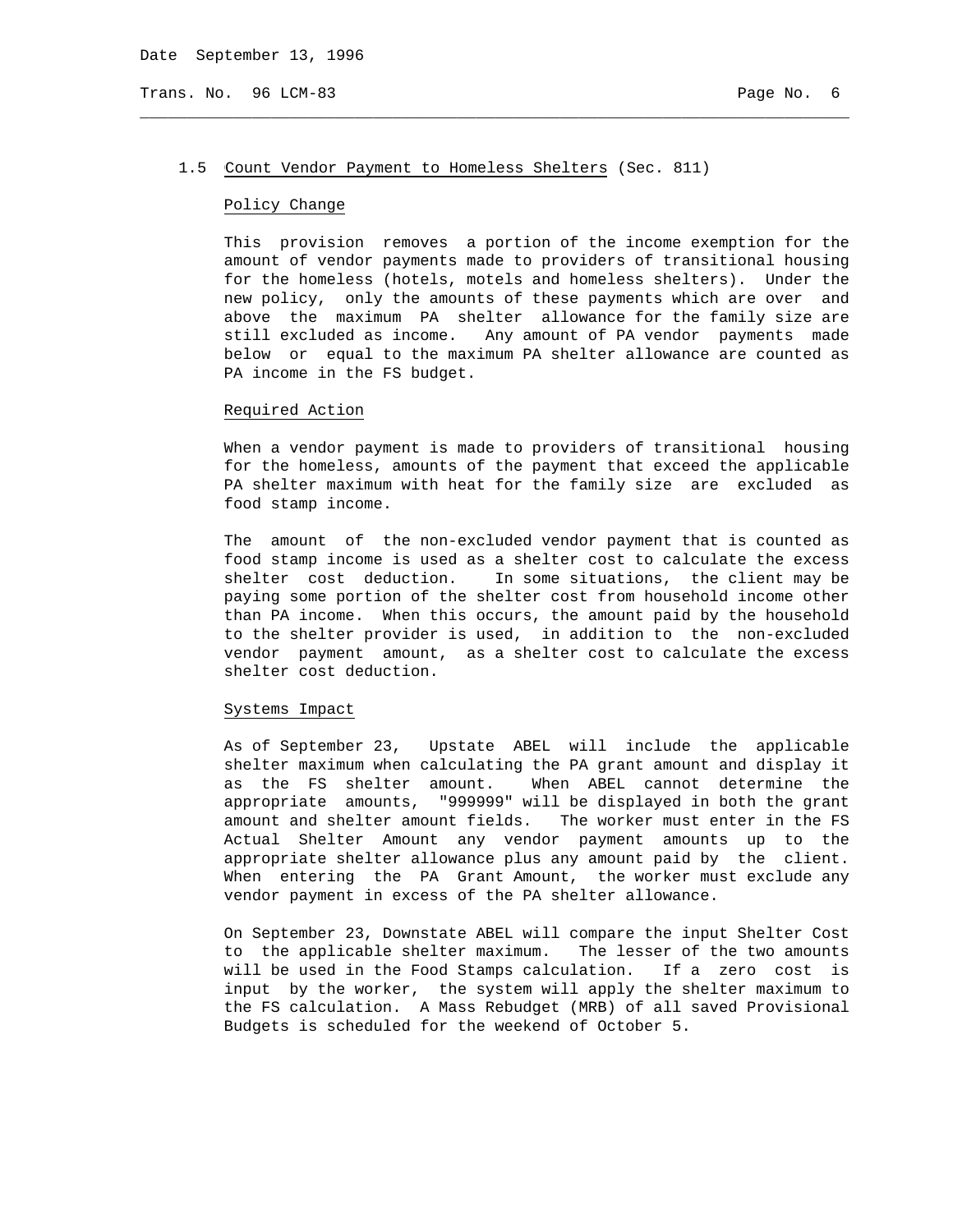## 1.5 Count Vendor Payment to Homeless Shelters (Sec. 811)

### Policy Change

This provision removes a portion of the income exemption for the amount of vendor payments made to providers of transitional housing for the homeless (hotels, motels and homeless shelters). Under the new policy, only the amounts of these payments which are over and above the maximum PA shelter allowance for the family size are still excluded as income. Any amount of PA vendor payments made below or equal to the maximum PA shelter allowance are counted as PA income in the FS budget.

### Required Action

When a vendor payment is made to providers of transitional housing for the homeless, amounts of the payment that exceed the applicable PA shelter maximum with heat for the family size are excluded as food stamp income.

The amount of the non-excluded vendor payment that is counted as food stamp income is used as a shelter cost to calculate the excess shelter cost deduction. In some situations, the client may be paying some portion of the shelter cost from household income other than PA income. When this occurs, the amount paid by the household to the shelter provider is used, in addition to the non-excluded vendor payment amount, as a shelter cost to calculate the excess shelter cost deduction.

### Systems Impact

As of September 23, Upstate ABEL will include the applicable shelter maximum when calculating the PA grant amount and display it as the FS shelter amount. When ABEL cannot determine the appropriate amounts, "999999" will be displayed in both the grant amount and shelter amount fields. The worker must enter in the FS Actual Shelter Amount any vendor payment amounts up to the appropriate shelter allowance plus any amount paid by the client. When entering the PA Grant Amount, the worker must exclude any vendor payment in excess of the PA shelter allowance.

On September 23, Downstate ABEL will compare the input Shelter Cost to the applicable shelter maximum. The lesser of the two amounts will be used in the Food Stamps calculation. If a zero cost is input by the worker, the system will apply the shelter maximum to the FS calculation. A Mass Rebudget (MRB) of all saved Provisional Budgets is scheduled for the weekend of October 5.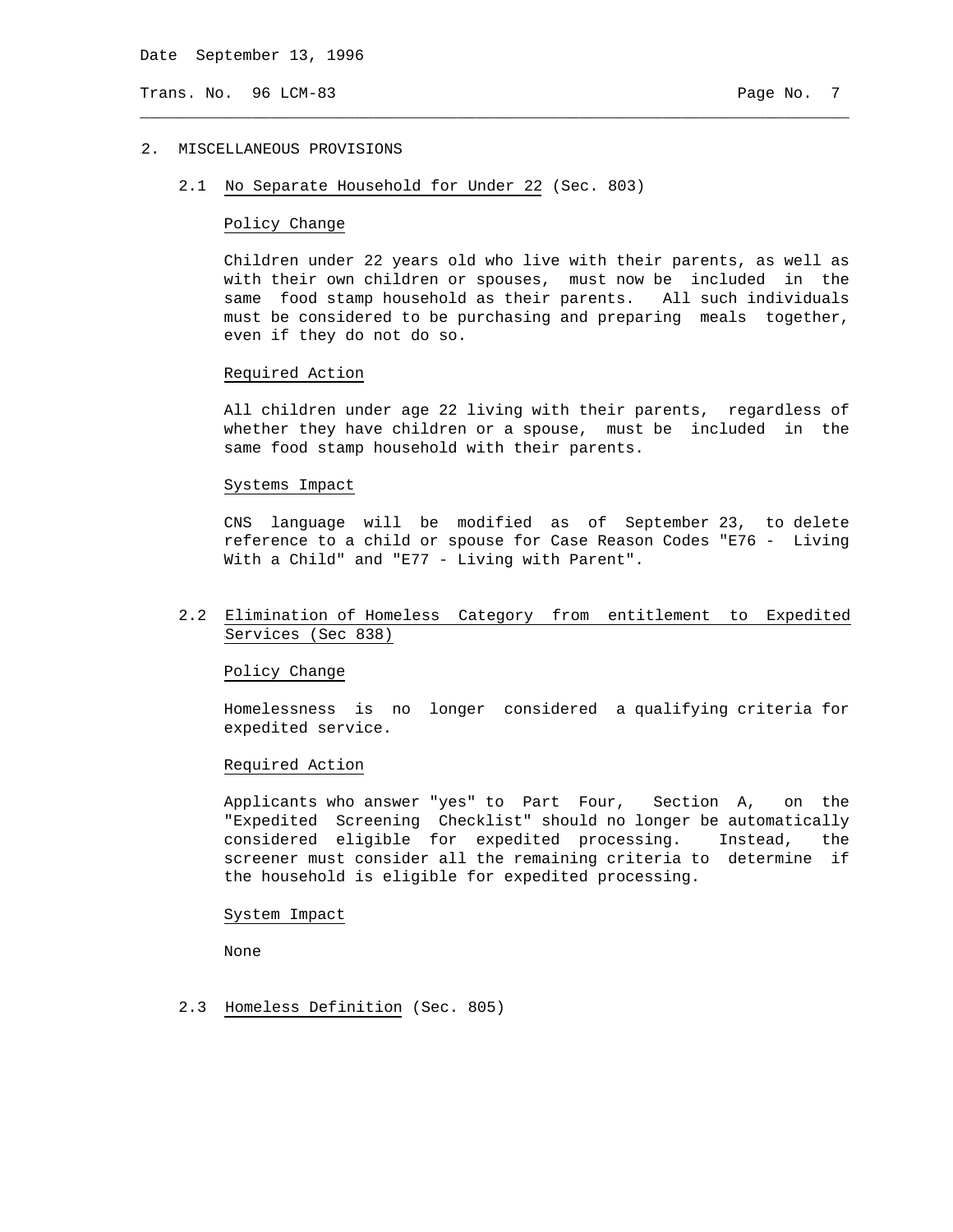## 2. MISCELLANEOUS PROVISIONS

### 2.1 No Separate Household for Under 22 (Sec. 803)

Policy Change

Children under 22 years old who live with their parents, as well as with their own children or spouses, must now be included in the same food stamp household as their parents. All such individuals must be considered to be purchasing and preparing meals together, even if they do not do so.

Required Action

All children under age 22 living with their parents, regardless of whether they have children or a spouse, must be included in the same food stamp household with their parents.

Systems Impact

CNS language will be modified as of September 23, to delete reference to a child or spouse for Case Reason Codes "E76 - Living With a Child" and "E77 - Living with Parent".

### 2.2 Elimination of Homeless Category from entitlement to Expedited Services (Sec 838)

Policy Change

Homelessness is no longer considered a qualifying criteria for expedited service.

Required Action

Applicants who answer "yes" to Part Four, Section A, on the "Expedited Screening Checklist" should no longer be automatically considered eligible for expedited processing. Instead, the screener must consider all the remaining criteria to determine if the household is eligible for expedited processing.

System Impact

None

### 2.3 Homeless Definition (Sec. 805)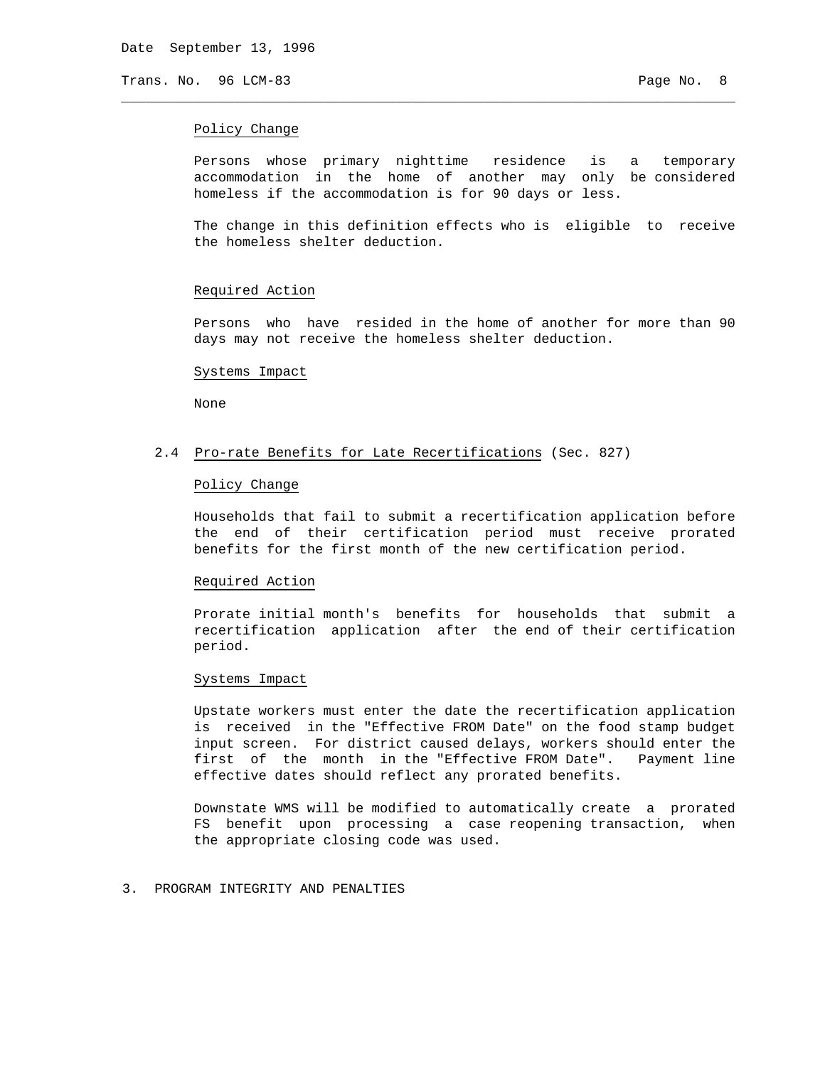Policy Change

Persons whose primary nighttime residence is a temporary accommodation in the home of another may only be considered homeless if the accommodation is for 90 days or less.

The change in this definition effects who is eligible to receive the homeless shelter deduction.

Required Action

Persons who have resided in the home of another for more than 90 days may not receive the homeless shelter deduction.

Systems Impact

None

### 2.4 Pro-rate Benefits for Late Recertifications (Sec. 827)

Policy Change

Households that fail to submit a recertification application before the end of their certification period must receive prorated benefits for the first month of the new certification period.

Required Action

Prorate initial month's benefits for households that submit a recertification application after the end of their certification period.

Systems Impact

Upstate workers must enter the date the recertification application is received in the "Effective FROM Date" on the food stamp budget input screen. For district caused delays, workers should enter the first of the month in the "Effective FROM Date". Payment line effective dates should reflect any prorated benefits.

Downstate WMS will be modified to automatically create a prorated FS benefit upon processing a case reopening transaction, when the appropriate closing code was used.

## 3. PROGRAM INTEGRITY AND PENALTIES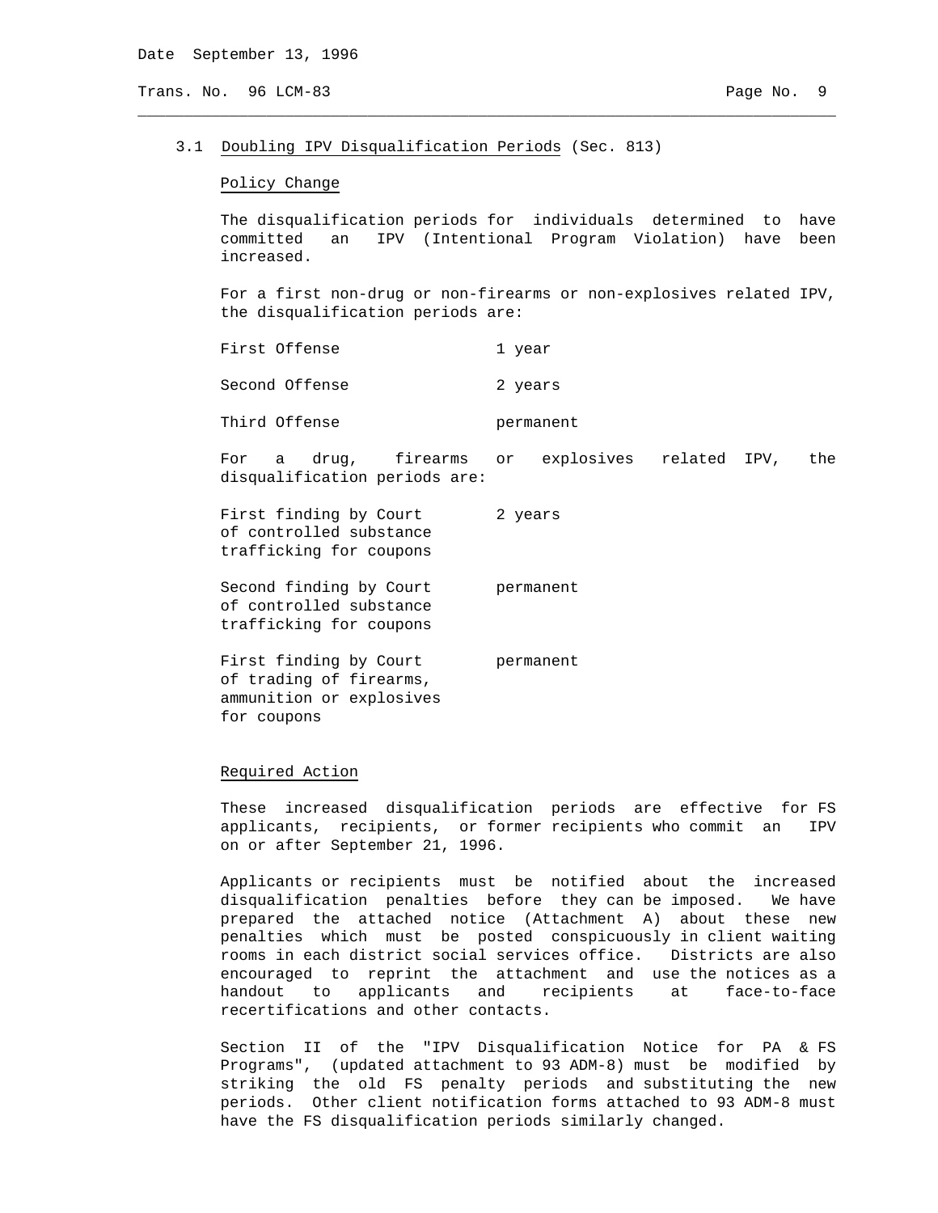### 3.1 Doubling IPV Disqualification Periods (Sec. 813)

Policy Change

The disqualification periods for individuals determined to have committed an IPV (Intentional Program Violation) have been increased.

For a first non-drug or non-firearms or non-explosives related IPV, the disqualification periods are:

| | |
|---|---|
| First Offense | 1 year |
| Second Offense | 2 years |
| Third Offense | permanent |

For a drug, firearms or explosives related IPV, the disqualification periods are:

| | |
|---|---|
| First finding by Court of controlled substance trafficking for coupons | 2 years |
| Second finding by Court of controlled substance trafficking for coupons | permanent |
| First finding by Court of trading of firearms, ammunition or explosives for coupons | permanent |

Required Action

These increased disqualification periods are effective for FS applicants, recipients, or former recipients who commit an IPV on or after September 21, 1996.

Applicants or recipients must be notified about the increased disqualification penalties before they can be imposed. We have prepared the attached notice (Attachment A) about these new penalties which must be posted conspicuously in client waiting rooms in each district social services office. Districts are also encouraged to reprint the attachment and use the notices as a handout to applicants and recipients at face-to-face recertifications and other contacts.

Section II of the "IPV Disqualification Notice for PA & FS Programs", (updated attachment to 93 ADM-8) must be modified by striking the old FS penalty periods and substituting the new periods. Other client notification forms attached to 93 ADM-8 must have the FS disqualification periods similarly changed.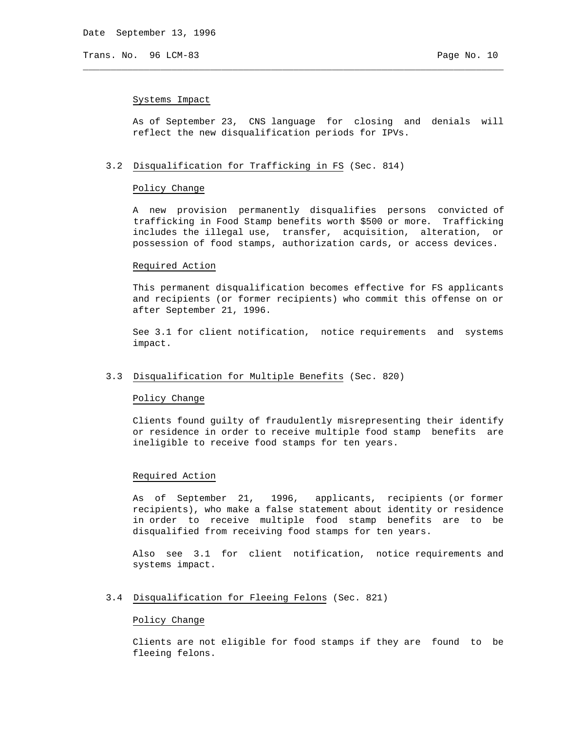#### Systems Impact

As of September 23, CNS language for closing and denials will reflect the new disqualification periods for IPVs.

### 3.2 Disqualification for Trafficking in FS (Sec. 814)

#### Policy Change

A new provision permanently disqualifies persons convicted of trafficking in Food Stamp benefits worth $500 or more. Trafficking includes the illegal use, transfer, acquisition, alteration, or possession of food stamps, authorization cards, or access devices.

#### Required Action

This permanent disqualification becomes effective for FS applicants and recipients (or former recipients) who commit this offense on or after September 21, 1996.

See 3.1 for client notification, notice requirements and systems impact.

### 3.3 Disqualification for Multiple Benefits (Sec. 820)

#### Policy Change

Clients found guilty of fraudulently misrepresenting their identify or residence in order to receive multiple food stamp benefits are ineligible to receive food stamps for ten years.

#### Required Action

As of September 21, 1996, applicants, recipients (or former recipients), who make a false statement about identity or residence in order to receive multiple food stamp benefits are to be disqualified from receiving food stamps for ten years.

Also see 3.1 for client notification, notice requirements and systems impact.

### 3.4 Disqualification for Fleeing Felons (Sec. 821)

#### Policy Change

Clients are not eligible for food stamps if they are found to be fleeing felons.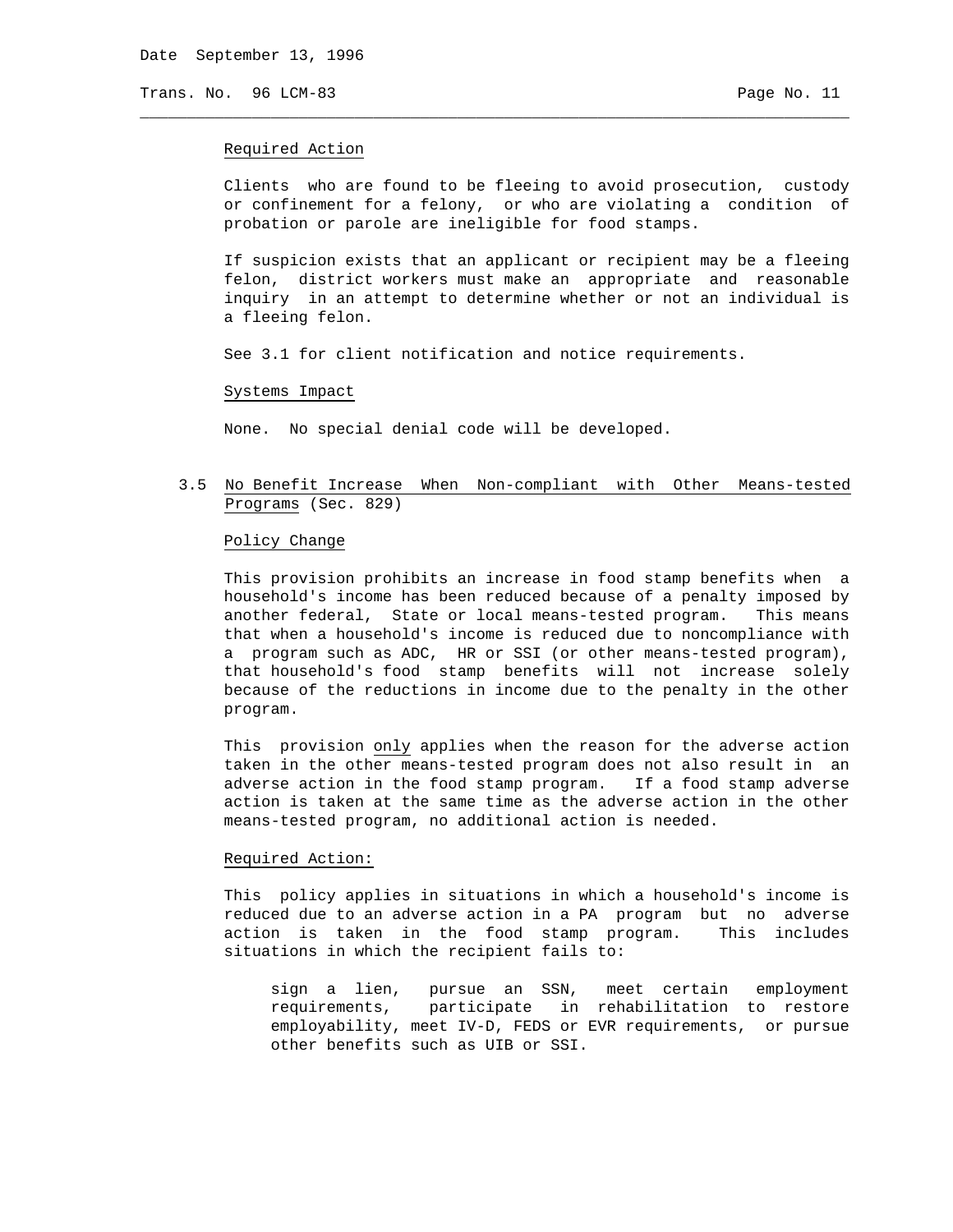Required Action

Clients who are found to be fleeing to avoid prosecution, custody or confinement for a felony, or who are violating a condition of probation or parole are ineligible for food stamps.

If suspicion exists that an applicant or recipient may be a fleeing felon, district workers must make an appropriate and reasonable inquiry in an attempt to determine whether or not an individual is a fleeing felon.

See 3.1 for client notification and notice requirements.

Systems Impact

None. No special denial code will be developed.

### 3.5 No Benefit Increase When Non-compliant with Other Means-tested Programs (Sec. 829)

Policy Change

This provision prohibits an increase in food stamp benefits when a household's income has been reduced because of a penalty imposed by another federal, State or local means-tested program. This means that when a household's income is reduced due to noncompliance with a program such as ADC, HR or SSI (or other means-tested program), that household's food stamp benefits will not increase solely because of the reductions in income due to the penalty in the other program.

This provision *only* applies when the reason for the adverse action taken in the other means-tested program does not also result in an adverse action in the food stamp program. If a food stamp adverse action is taken at the same time as the adverse action in the other means-tested program, no additional action is needed.

Required Action:

This policy applies in situations in which a household's income is reduced due to an adverse action in a PA program but no adverse action is taken in the food stamp program. This includes situations in which the recipient fails to:

> sign a lien, pursue an SSN, meet certain employment requirements, participate in rehabilitation to restore employability, meet IV-D, FEDS or EVR requirements, or pursue other benefits such as UIB or SSI.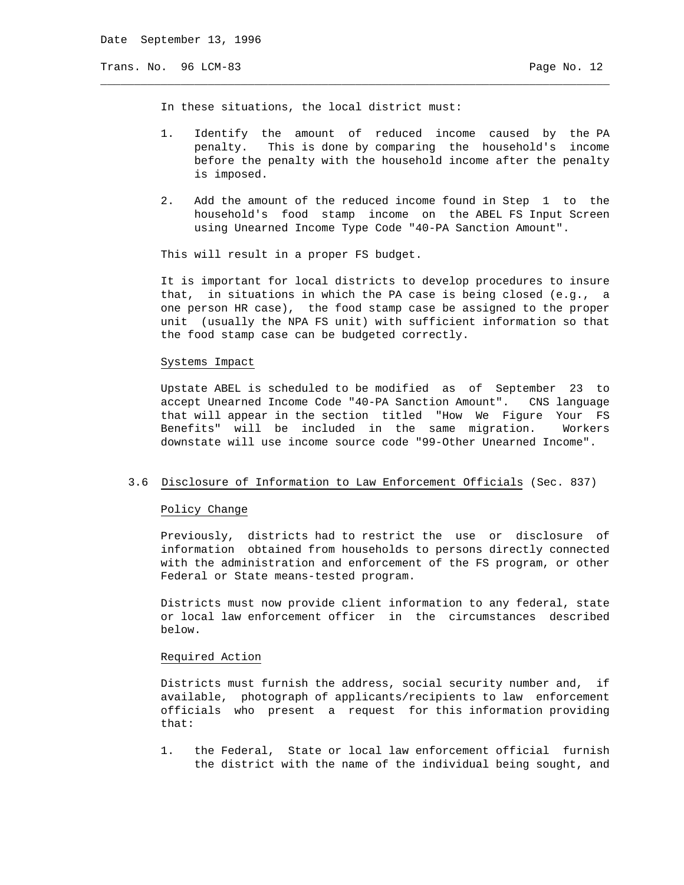In these situations, the local district must:

1. Identify the amount of reduced income caused by the PA penalty. This is done by comparing the household's income before the penalty with the household income after the penalty is imposed.

2. Add the amount of the reduced income found in Step 1 to the household's food stamp income on the ABEL FS Input Screen using Unearned Income Type Code "40-PA Sanction Amount".

This will result in a proper FS budget.

It is important for local districts to develop procedures to insure that, in situations in which the PA case is being closed (e.g., a one person HR case), the food stamp case be assigned to the proper unit (usually the NPA FS unit) with sufficient information so that the food stamp case can be budgeted correctly.

Systems Impact

Upstate ABEL is scheduled to be modified as of September 23 to accept Unearned Income Code "40-PA Sanction Amount". CNS language that will appear in the section titled "How We Figure Your FS Benefits" will be included in the same migration. Workers downstate will use income source code "99-Other Unearned Income".

### 3.6 Disclosure of Information to Law Enforcement Officials (Sec. 837)

Policy Change

Previously, districts had to restrict the use or disclosure of information obtained from households to persons directly connected with the administration and enforcement of the FS program, or other Federal or State means-tested program.

Districts must now provide client information to any federal, state or local law enforcement officer in the circumstances described below.

Required Action

Districts must furnish the address, social security number and, if available, photograph of applicants/recipients to law enforcement officials who present a request for this information providing that:

1. the Federal, State or local law enforcement official furnish the district with the name of the individual being sought, and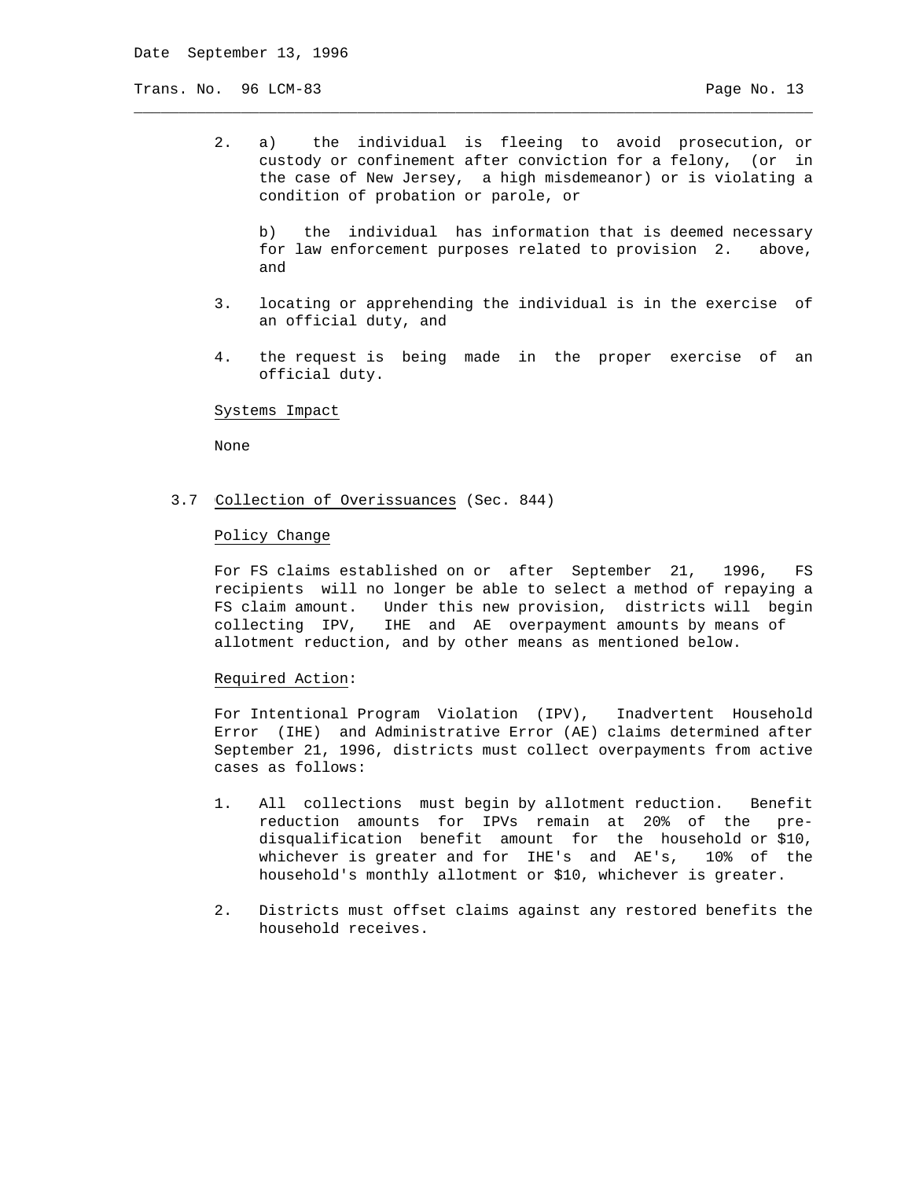2. a) the individual is fleeing to avoid prosecution, or custody or confinement after conviction for a felony, (or in the case of New Jersey, a high misdemeanor) or is violating a condition of probation or parole, or

   b) the individual has information that is deemed necessary for law enforcement purposes related to provision 2. above, and

3. locating or apprehending the individual is in the exercise of an official duty, and

4. the request is being made in the proper exercise of an official duty.

Systems Impact

None

3.7 Collection of Overissuances (Sec. 844)

Policy Change

For FS claims established on or after September 21, 1996, FS recipients will no longer be able to select a method of repaying a FS claim amount. Under this new provision, districts will begin collecting IPV, IHE and AE overpayment amounts by means of allotment reduction, and by other means as mentioned below.

Required Action:

For Intentional Program Violation (IPV), Inadvertent Household Error (IHE) and Administrative Error (AE) claims determined after September 21, 1996, districts must collect overpayments from active cases as follows:

1. All collections must begin by allotment reduction. Benefit reduction amounts for IPVs remain at 20% of the pre-disqualification benefit amount for the household or $10, whichever is greater and for IHE's and AE's, 10% of the household's monthly allotment or $10, whichever is greater.

2. Districts must offset claims against any restored benefits the household receives.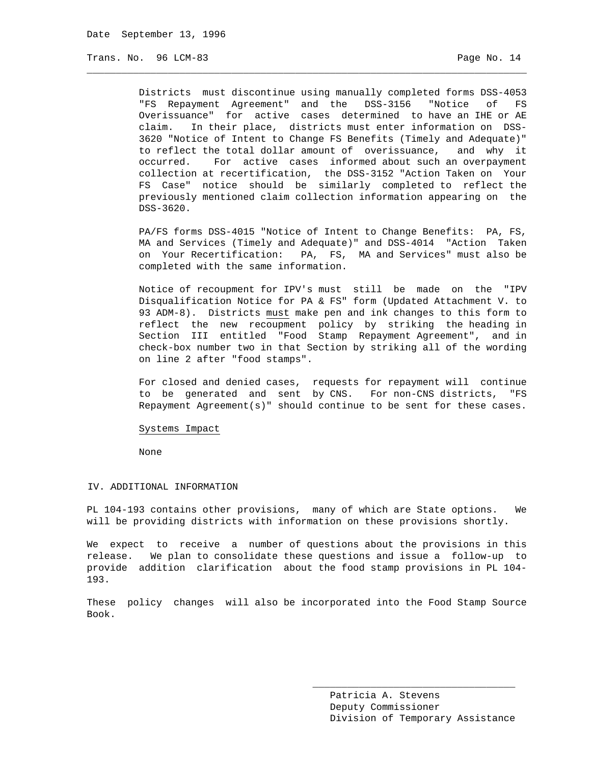Districts must discontinue using manually completed forms DSS-4053 "FS Repayment Agreement" and the DSS-3156 "Notice of FS Overissuance" for active cases determined to have an IHE or AE claim. In their place, districts must enter information on DSS-3620 "Notice of Intent to Change FS Benefits (Timely and Adequate)" to reflect the total dollar amount of overissuance, and why it occurred. For active cases informed about such an overpayment collection at recertification, the DSS-3152 "Action Taken on Your FS Case" notice should be similarly completed to reflect the previously mentioned claim collection information appearing on the DSS-3620.

PA/FS forms DSS-4015 "Notice of Intent to Change Benefits: PA, FS, MA and Services (Timely and Adequate)" and DSS-4014 "Action Taken on Your Recertification: PA, FS, MA and Services" must also be completed with the same information.

Notice of recoupment for IPV's must still be made on the "IPV Disqualification Notice for PA & FS" form (Updated Attachment V. to 93 ADM-8). Districts <u>must</u> make pen and ink changes to this form to reflect the new recoupment policy by striking the heading in Section III entitled "Food Stamp Repayment Agreement", and in check-box number two in that Section by striking all of the wording on line 2 after "food stamps".

For closed and denied cases, requests for repayment will continue to be generated and sent by CNS. For non-CNS districts, "FS Repayment Agreement(s)" should continue to be sent for these cases.

<u>Systems Impact</u>

None

## IV. ADDITIONAL INFORMATION

PL 104-193 contains other provisions, many of which are State options. We will be providing districts with information on these provisions shortly.

We expect to receive a number of questions about the provisions in this release. We plan to consolidate these questions and issue a follow-up to provide addition clarification about the food stamp provisions in PL 104-193.

These policy changes will also be incorporated into the Food Stamp Source Book.

Patricia A. Stevens
Deputy Commissioner
Division of Temporary Assistance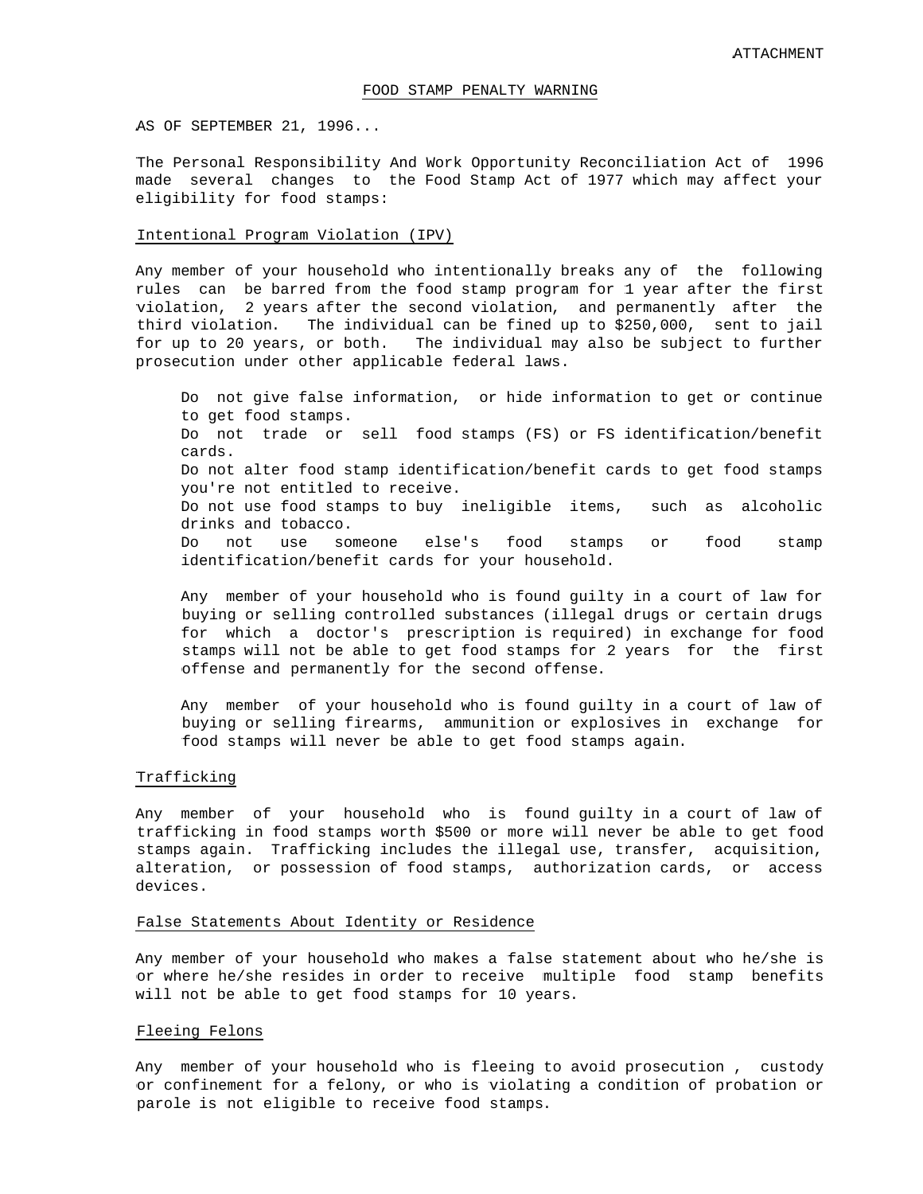ATTACHMENT

# FOOD STAMP PENALTY WARNING

AS OF SEPTEMBER 21, 1996...

The Personal Responsibility And Work Opportunity Reconciliation Act of 1996 made several changes to the Food Stamp Act of 1977 which may affect your eligibility for food stamps:

## Intentional Program Violation (IPV)

Any member of your household who intentionally breaks any of the following rules can be barred from the food stamp program for 1 year after the first violation, 2 years after the second violation, and permanently after the third violation. The individual can be fined up to $250,000, sent to jail for up to 20 years, or both. The individual may also be subject to further prosecution under other applicable federal laws.

Do not give false information, or hide information to get or continue to get food stamps.
Do not trade or sell food stamps (FS) or FS identification/benefit cards.
Do not alter food stamp identification/benefit cards to get food stamps you're not entitled to receive.
Do not use food stamps to buy ineligible items, such as alcoholic drinks and tobacco.
Do not use someone else's food stamps or food stamp identification/benefit cards for your household.

Any member of your household who is found guilty in a court of law for buying or selling controlled substances (illegal drugs or certain drugs for which a doctor's prescription is required) in exchange for food stamps will not be able to get food stamps for 2 years for the first offense and permanently for the second offense.

Any member of your household who is found guilty in a court of law of buying or selling firearms, ammunition or explosives in exchange for food stamps will never be able to get food stamps again.

## Trafficking

Any member of your household who is found guilty in a court of law of trafficking in food stamps worth $500 or more will never be able to get food stamps again. Trafficking includes the illegal use, transfer, acquisition, alteration, or possession of food stamps, authorization cards, or access devices.

## False Statements About Identity or Residence

Any member of your household who makes a false statement about who he/she is or where he/she resides in order to receive multiple food stamp benefits will not be able to get food stamps for 10 years.

## Fleeing Felons

Any member of your household who is fleeing to avoid prosecution , custody or confinement for a felony, or who is violating a condition of probation or parole is not eligible to receive food stamps.